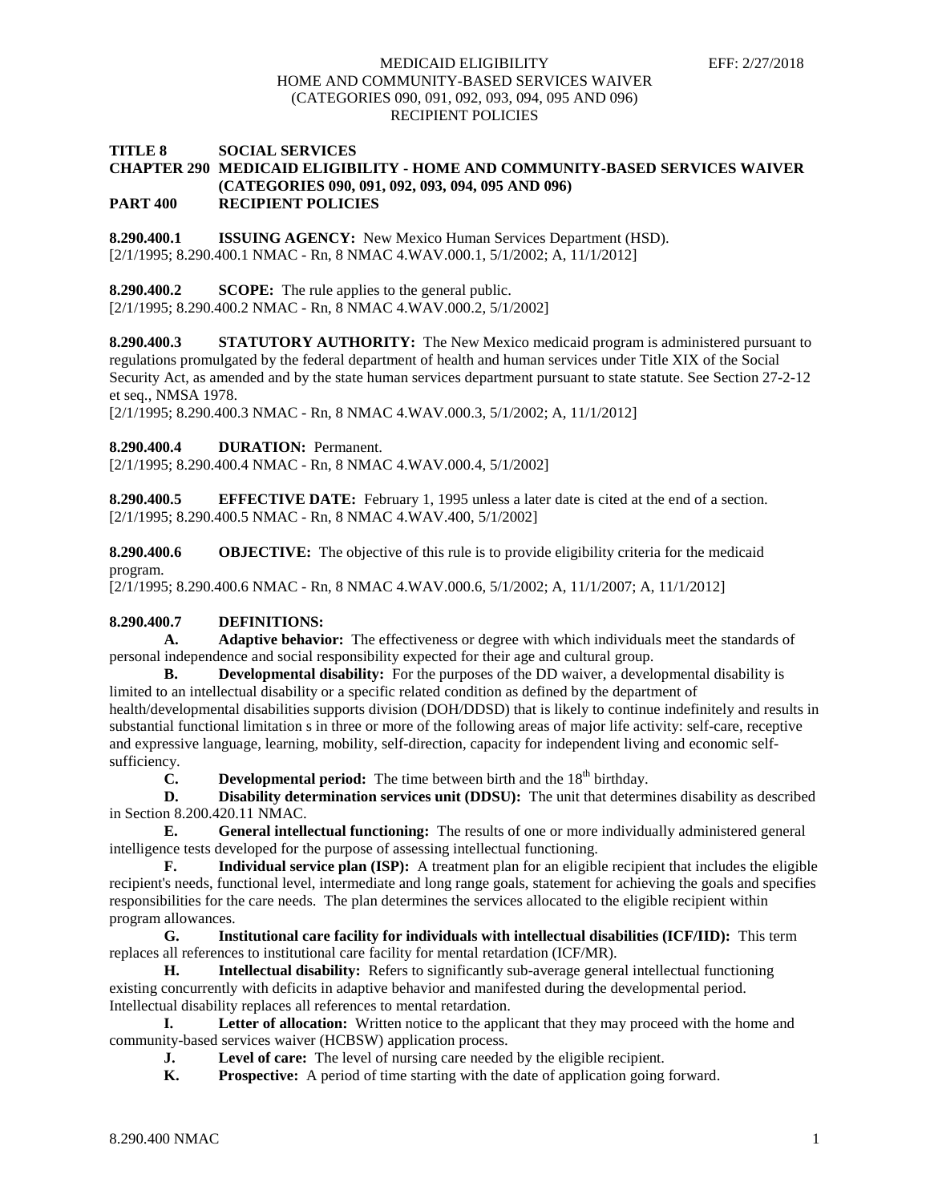# TITLE 8 SOCIAL SERVICES
## CHAPTER 290 MEDICAID ELIGIBILITY - HOME AND COMMUNITY-BASED SERVICES WAIVER (CATEGORIES 090, 091, 092, 093, 094, 095 AND 096)
## PART 400 RECIPIENT POLICIES

**8.290.400.1 ISSUING AGENCY:** New Mexico Human Services Department (HSD).
[2/1/1995; 8.290.400.1 NMAC - Rn, 8 NMAC 4.WAV.000.1, 5/1/2002; A, 11/1/2012]

**8.290.400.2 SCOPE:** The rule applies to the general public.
[2/1/1995; 8.290.400.2 NMAC - Rn, 8 NMAC 4.WAV.000.2, 5/1/2002]

**8.290.400.3 STATUTORY AUTHORITY:** The New Mexico medicaid program is administered pursuant to regulations promulgated by the federal department of health and human services under Title XIX of the Social Security Act, as amended and by the state human services department pursuant to state statute. See Section 27-2-12 et seq., NMSA 1978.
[2/1/1995; 8.290.400.3 NMAC - Rn, 8 NMAC 4.WAV.000.3, 5/1/2002; A, 11/1/2012]

**8.290.400.4 DURATION:** Permanent.
[2/1/1995; 8.290.400.4 NMAC - Rn, 8 NMAC 4.WAV.000.4, 5/1/2002]

**8.290.400.5 EFFECTIVE DATE:** February 1, 1995 unless a later date is cited at the end of a section.
[2/1/1995; 8.290.400.5 NMAC - Rn, 8 NMAC 4.WAV.400, 5/1/2002]

**8.290.400.6 OBJECTIVE:** The objective of this rule is to provide eligibility criteria for the medicaid program.
[2/1/1995; 8.290.400.6 NMAC - Rn, 8 NMAC 4.WAV.000.6, 5/1/2002; A, 11/1/2007; A, 11/1/2012]

**8.290.400.7 DEFINITIONS:**

**A. Adaptive behavior:** The effectiveness or degree with which individuals meet the standards of personal independence and social responsibility expected for their age and cultural group.

**B. Developmental disability:** For the purposes of the DD waiver, a developmental disability is limited to an intellectual disability or a specific related condition as defined by the department of health/developmental disabilities supports division (DOH/DDSD) that is likely to continue indefinitely and results in substantial functional limitation s in three or more of the following areas of major life activity: self-care, receptive and expressive language, learning, mobility, self-direction, capacity for independent living and economic self-sufficiency.

**C. Developmental period:** The time between birth and the 18th birthday.

**D. Disability determination services unit (DDSU):** The unit that determines disability as described in Section 8.200.420.11 NMAC.

**E. General intellectual functioning:** The results of one or more individually administered general intelligence tests developed for the purpose of assessing intellectual functioning.

**F. Individual service plan (ISP):** A treatment plan for an eligible recipient that includes the eligible recipient's needs, functional level, intermediate and long range goals, statement for achieving the goals and specifies responsibilities for the care needs. The plan determines the services allocated to the eligible recipient within program allowances.

**G. Institutional care facility for individuals with intellectual disabilities (ICF/IID):** This term replaces all references to institutional care facility for mental retardation (ICF/MR).

**H. Intellectual disability:** Refers to significantly sub-average general intellectual functioning existing concurrently with deficits in adaptive behavior and manifested during the developmental period. Intellectual disability replaces all references to mental retardation.

**I. Letter of allocation:** Written notice to the applicant that they may proceed with the home and community-based services waiver (HCBSW) application process.

**J. Level of care:** The level of nursing care needed by the eligible recipient.

**K. Prospective:** A period of time starting with the date of application going forward.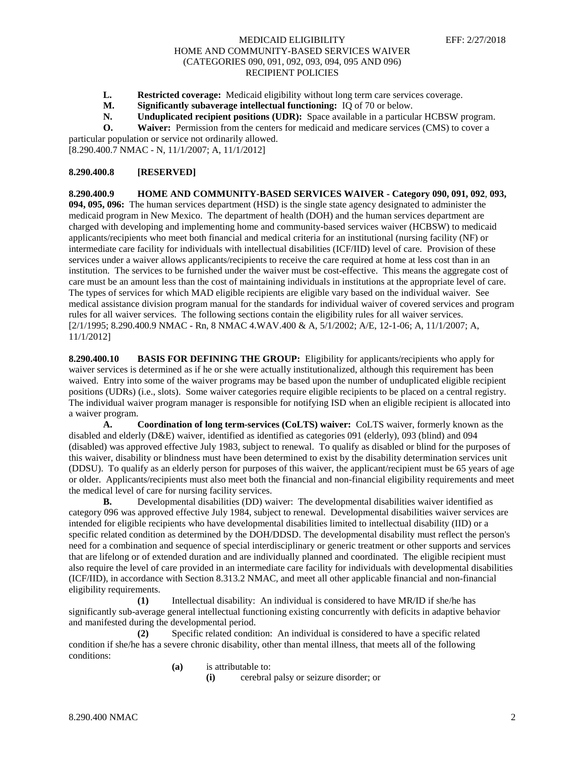**L.** **Restricted coverage:** Medicaid eligibility without long term care services coverage.

**M.** **Significantly subaverage intellectual functioning:** IQ of 70 or below.

**N.** **Unduplicated recipient positions (UDR):** Space available in a particular HCBSW program.

**O.** **Waiver:** Permission from the centers for medicaid and medicare services (CMS) to cover a particular population or service not ordinarily allowed.

[8.290.400.7 NMAC - N, 11/1/2007; A, 11/1/2012]

**8.290.400.8 [RESERVED]**

**8.290.400.9 HOME AND COMMUNITY-BASED SERVICES WAIVER - Category 090, 091, 092, 093, 094, 095, 096:** The human services department (HSD) is the single state agency designated to administer the medicaid program in New Mexico. The department of health (DOH) and the human services department are charged with developing and implementing home and community-based services waiver (HCBSW) to medicaid applicants/recipients who meet both financial and medical criteria for an institutional (nursing facility (NF) or intermediate care facility for individuals with intellectual disabilities (ICF/IID) level of care. Provision of these services under a waiver allows applicants/recipients to receive the care required at home at less cost than in an institution. The services to be furnished under the waiver must be cost-effective. This means the aggregate cost of care must be an amount less than the cost of maintaining individuals in institutions at the appropriate level of care. The types of services for which MAD eligible recipients are eligible vary based on the individual waiver. See medical assistance division program manual for the standards for individual waiver of covered services and program rules for all waiver services. The following sections contain the eligibility rules for all waiver services.

[2/1/1995; 8.290.400.9 NMAC - Rn, 8 NMAC 4.WAV.400 & A, 5/1/2002; A/E, 12-1-06; A, 11/1/2007; A, 11/1/2012]

**8.290.400.10 BASIS FOR DEFINING THE GROUP:** Eligibility for applicants/recipients who apply for waiver services is determined as if he or she were actually institutionalized, although this requirement has been waived. Entry into some of the waiver programs may be based upon the number of unduplicated eligible recipient positions (UDRs) (i.e., slots). Some waiver categories require eligible recipients to be placed on a central registry. The individual waiver program manager is responsible for notifying ISD when an eligible recipient is allocated into a waiver program.

**A.** **Coordination of long term-services (CoLTS) waiver:** CoLTS waiver, formerly known as the disabled and elderly (D&E) waiver, identified as identified as categories 091 (elderly), 093 (blind) and 094 (disabled) was approved effective July 1983, subject to renewal. To qualify as disabled or blind for the purposes of this waiver, disability or blindness must have been determined to exist by the disability determination services unit (DDSU). To qualify as an elderly person for purposes of this waiver, the applicant/recipient must be 65 years of age or older. Applicants/recipients must also meet both the financial and non-financial eligibility requirements and meet the medical level of care for nursing facility services.

**B.** Developmental disabilities (DD) waiver: The developmental disabilities waiver identified as category 096 was approved effective July 1984, subject to renewal. Developmental disabilities waiver services are intended for eligible recipients who have developmental disabilities limited to intellectual disability (IID) or a specific related condition as determined by the DOH/DDSD. The developmental disability must reflect the person's need for a combination and sequence of special interdisciplinary or generic treatment or other supports and services that are lifelong or of extended duration and are individually planned and coordinated. The eligible recipient must also require the level of care provided in an intermediate care facility for individuals with developmental disabilities (ICF/IID), in accordance with Section 8.313.2 NMAC, and meet all other applicable financial and non-financial eligibility requirements.

**(1)** Intellectual disability: An individual is considered to have MR/ID if she/he has significantly sub-average general intellectual functioning existing concurrently with deficits in adaptive behavior and manifested during the developmental period.

**(2)** Specific related condition: An individual is considered to have a specific related condition if she/he has a severe chronic disability, other than mental illness, that meets all of the following conditions:

**(a)** is attributable to:

**(i)** cerebral palsy or seizure disorder; or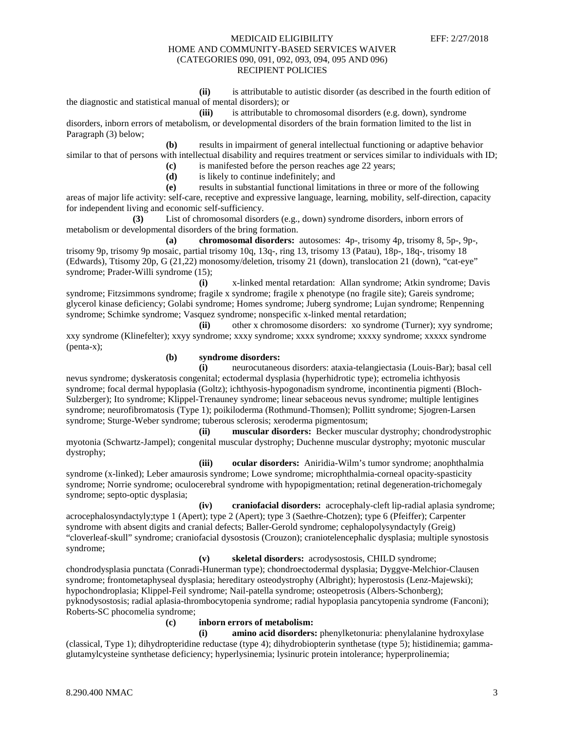**(ii)** is attributable to autistic disorder (as described in the fourth edition of the diagnostic and statistical manual of mental disorders); or

**(iii)** is attributable to chromosomal disorders (e.g. down), syndrome disorders, inborn errors of metabolism, or developmental disorders of the brain formation limited to the list in Paragraph (3) below;

**(b)** results in impairment of general intellectual functioning or adaptive behavior similar to that of persons with intellectual disability and requires treatment or services similar to individuals with ID;

**(c)** is manifested before the person reaches age 22 years;

**(d)** is likely to continue indefinitely; and

**(e)** results in substantial functional limitations in three or more of the following areas of major life activity: self-care, receptive and expressive language, learning, mobility, self-direction, capacity for independent living and economic self-sufficiency.

**(3)** List of chromosomal disorders (e.g., down) syndrome disorders, inborn errors of metabolism or developmental disorders of the bring formation.

**(a)** **chromosomal disorders:** autosomes: 4p-, trisomy 4p, trisomy 8, 5p-, 9p-, trisomy 9p, trisomy 9p mosaic, partial trisomy 10q, 13q-, ring 13, trisomy 13 (Patau), 18p-, 18q-, trisomy 18 (Edwards), Ttisomy 20p, G (21,22) monosomy/deletion, trisomy 21 (down), translocation 21 (down), "cat-eye" syndrome; Prader-Willi syndrome (15);

**(i)** x-linked mental retardation: Allan syndrome; Atkin syndrome; Davis syndrome; Fitzsimmons syndrome; fragile x syndrome; fragile x phenotype (no fragile site); Gareis syndrome; glycerol kinase deficiency; Golabi syndrome; Homes syndrome; Juberg syndrome; Lujan syndrome; Renpenning syndrome; Schimke syndrome; Vasquez syndrome; nonspecific x-linked mental retardation;

**(ii)** other x chromosome disorders: xo syndrome (Turner); xyy syndrome; xxy syndrome (Klinefelter); xxyy syndrome; xxxy syndrome; xxxx syndrome; xxxxy syndrome; xxxxx syndrome (penta-x);

**(b)** **syndrome disorders:**

**(i)** neurocutaneous disorders: ataxia-telangiectasia (Louis-Bar); basal cell nevus syndrome; dyskeratosis congenital; ectodermal dysplasia (hyperhidrotic type); ectromelia ichthyosis syndrome; focal dermal hypoplasia (Goltz); ichthyosis-hypogonadism syndrome, incontinentia pigmenti (Bloch-Sulzberger); Ito syndrome; Klippel-Trenauney syndrome; linear sebaceous nevus syndrome; multiple lentigines syndrome; neurofibromatosis (Type 1); poikiloderma (Rothmund-Thomsen); Pollitt syndrome; Sjogren-Larsen syndrome; Sturge-Weber syndrome; tuberous sclerosis; xeroderma pigmentosum;

**(ii)** **muscular disorders:** Becker muscular dystrophy; chondrodystrophic myotonia (Schwartz-Jampel); congenital muscular dystrophy; Duchenne muscular dystrophy; myotonic muscular dystrophy;

**(iii)** **ocular disorders:** Aniridia-Wilm's tumor syndrome; anophthalmia syndrome (x-linked); Leber amaurosis syndrome; Lowe syndrome; microphthalmia-corneal opacity-spasticity syndrome; Norrie syndrome; oculocerebral syndrome with hypopigmentation; retinal degeneration-trichomegaly syndrome; septo-optic dysplasia;

**(iv)** **craniofacial disorders:** acrocephaly-cleft lip-radial aplasia syndrome; acrocephalosyndactyly;type 1 (Apert); type 2 (Apert); type 3 (Saethre-Chotzen); type 6 (Pfeiffer); Carpenter syndrome with absent digits and cranial defects; Baller-Gerold syndrome; cephalopolysyndactyly (Greig) "cloverleaf-skull" syndrome; craniofacial dysostosis (Crouzon); craniotelencephalic dysplasia; multiple synostosis syndrome;

**(v)** **skeletal disorders:** acrodysostosis, CHILD syndrome; chondrodysplasia punctata (Conradi-Hunerman type); chondroectodermal dysplasia; Dyggve-Melchior-Clausen syndrome; frontometaphyseal dysplasia; hereditary osteodystrophy (Albright); hyperostosis (Lenz-Majewski); hypochondroplasia; Klippel-Feil syndrome; Nail-patella syndrome; osteopetrosis (Albers-Schonberg); pyknodysostosis; radial aplasia-thrombocytopenia syndrome; radial hypoplasia pancytopenia syndrome (Fanconi); Roberts-SC phocomelia syndrome;

**(c)** **inborn errors of metabolism:**

**(i)** **amino acid disorders:** phenylketonuria: phenylalanine hydroxylase (classical, Type 1); dihydropteridine reductase (type 4); dihydrobiopterin synthetase (type 5); histidinemia; gamma-glutamylcysteine synthetase deficiency; hyperlysinemia; lysinuric protein intolerance; hyperprolinemia;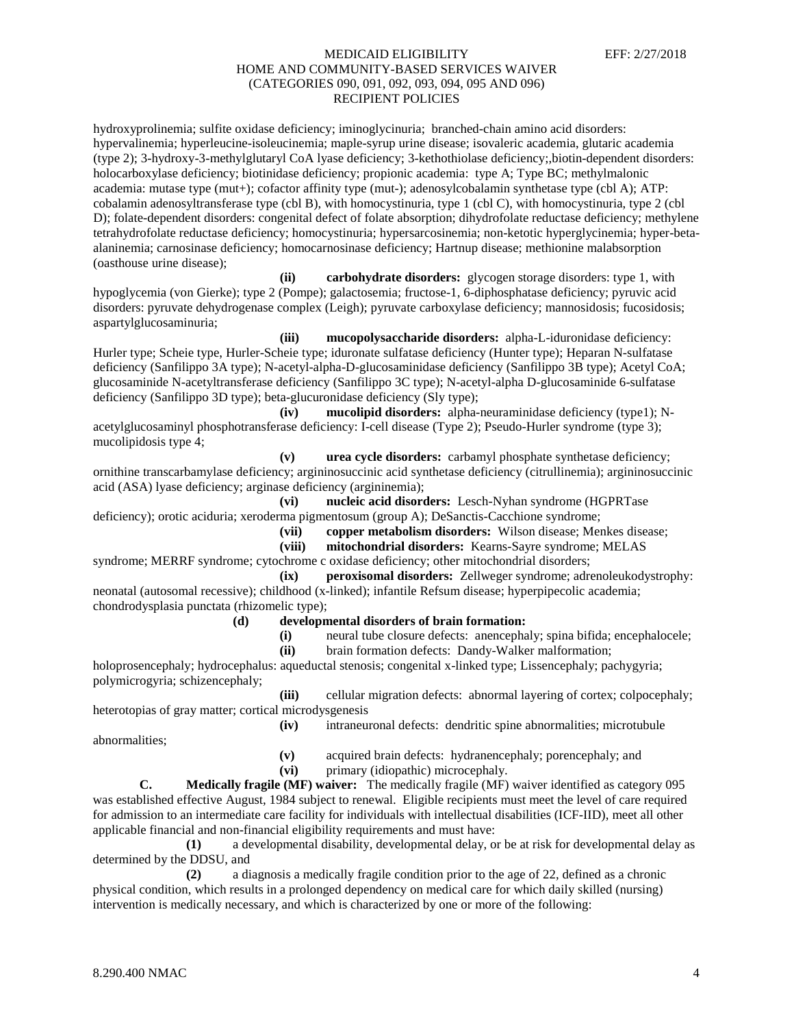hydroxyprolinemia; sulfite oxidase deficiency; iminoglycinuria; branched-chain amino acid disorders: hypervalinemia; hyperleucine-isoleucinemia; maple-syrup urine disease; isovaleric academia, glutaric academia (type 2); 3-hydroxy-3-methylglutaryl CoA lyase deficiency; 3-kethothiolase deficiency;,biotin-dependent disorders: holocarboxylase deficiency; biotinidase deficiency; propionic academia: type A; Type BC; methylmalonic academia: mutase type (mut+); cofactor affinity type (mut-); adenosylcobalamin synthetase type (cbl A); ATP: cobalamin adenosyltransferase type (cbl B), with homocystinuria, type 1 (cbl C), with homocystinuria, type 2 (cbl D); folate-dependent disorders: congenital defect of folate absorption; dihydrofolate reductase deficiency; methylene tetrahydrofolate reductase deficiency; homocystinuria; hypersarcosinemia; non-ketotic hyperglycinemia; hyper-beta-alaninemia; carnosinase deficiency; homocarnosinase deficiency; Hartnup disease; methionine malabsorption (oasthouse urine disease);

**(ii)** **carbohydrate disorders:** glycogen storage disorders: type 1, with hypoglycemia (von Gierke); type 2 (Pompe); galactosemia; fructose-1, 6-diphosphatase deficiency; pyruvic acid disorders: pyruvate dehydrogenase complex (Leigh); pyruvate carboxylase deficiency; mannosidosis; fucosidosis; aspartylglucosaminuria;

**(iii)** **mucopolysaccharide disorders:** alpha-L-iduronidase deficiency: Hurler type; Scheie type, Hurler-Scheie type; iduronate sulfatase deficiency (Hunter type); Heparan N-sulfatase deficiency (Sanfilippo 3A type); N-acetyl-alpha-D-glucosaminidase deficiency (Sanfilippo 3B type); Acetyl CoA; glucosaminide N-acetyltransferase deficiency (Sanfilippo 3C type); N-acetyl-alpha D-glucosaminide 6-sulfatase deficiency (Sanfilippo 3D type); beta-glucuronidase deficiency (Sly type);

**(iv)** **mucolipid disorders:** alpha-neuraminidase deficiency (type1); N-acetylglucosaminyl phosphotransferase deficiency: I-cell disease (Type 2); Pseudo-Hurler syndrome (type 3); mucolipidosis type 4;

**(v)** **urea cycle disorders:** carbamyl phosphate synthetase deficiency; ornithine transcarbamylase deficiency; argininosuccinic acid synthetase deficiency (citrullinemia); argininosuccinic acid (ASA) lyase deficiency; arginase deficiency (argininemia);

**(vi)** **nucleic acid disorders:** Lesch-Nyhan syndrome (HGPRTase deficiency); orotic aciduria; xeroderma pigmentosum (group A); DeSanctis-Cacchione syndrome;

**(vii)** **copper metabolism disorders:** Wilson disease; Menkes disease;

**(viii)** **mitochondrial disorders:** Kearns-Sayre syndrome; MELAS syndrome; MERRF syndrome; cytochrome c oxidase deficiency; other mitochondrial disorders;

**(ix)** **peroxisomal disorders:** Zellweger syndrome; adrenoleukodystrophy: neonatal (autosomal recessive); childhood (x-linked); infantile Refsum disease; hyperpipecolic academia; chondrodysplasia punctata (rhizomelic type);

**(d)** **developmental disorders of brain formation:**

**(i)** neural tube closure defects: anencephaly; spina bifida; encephalocele;

**(ii)** brain formation defects: Dandy-Walker malformation; holoprosencephaly; hydrocephalus: aqueductal stenosis; congenital x-linked type; Lissencephaly; pachygyria; polymicrogyria; schizencephaly;

**(iii)** cellular migration defects: abnormal layering of cortex; colpocephaly; heterotopias of gray matter; cortical microdysgenesis

**(iv)** intraneuronal defects: dendritic spine abnormalities; microtubule abnormalities;

**(v)** acquired brain defects: hydranencephaly; porencephaly; and

**(vi)** primary (idiopathic) microcephaly.

**C.** **Medically fragile (MF) waiver:** The medically fragile (MF) waiver identified as category 095 was established effective August, 1984 subject to renewal. Eligible recipients must meet the level of care required for admission to an intermediate care facility for individuals with intellectual disabilities (ICF-IID), meet all other applicable financial and non-financial eligibility requirements and must have:

**(1)** a developmental disability, developmental delay, or be at risk for developmental delay as determined by the DDSU, and

**(2)** a diagnosis a medically fragile condition prior to the age of 22, defined as a chronic physical condition, which results in a prolonged dependency on medical care for which daily skilled (nursing) intervention is medically necessary, and which is characterized by one or more of the following: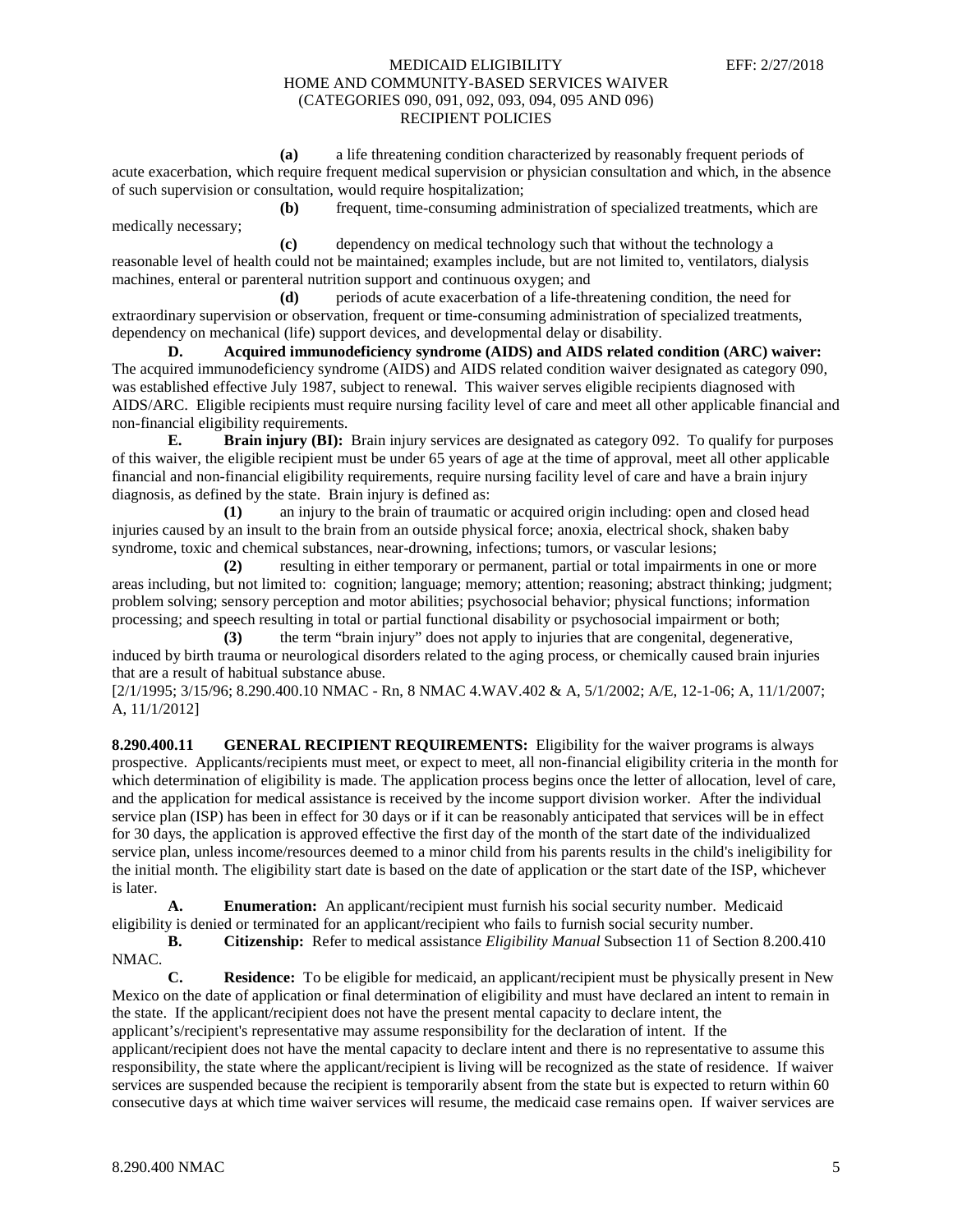**(a)** a life threatening condition characterized by reasonably frequent periods of acute exacerbation, which require frequent medical supervision or physician consultation and which, in the absence of such supervision or consultation, would require hospitalization;

**(b)** frequent, time-consuming administration of specialized treatments, which are medically necessary;

**(c)** dependency on medical technology such that without the technology a reasonable level of health could not be maintained; examples include, but are not limited to, ventilators, dialysis machines, enteral or parenteral nutrition support and continuous oxygen; and

**(d)** periods of acute exacerbation of a life-threatening condition, the need for extraordinary supervision or observation, frequent or time-consuming administration of specialized treatments, dependency on mechanical (life) support devices, and developmental delay or disability.

**D. Acquired immunodeficiency syndrome (AIDS) and AIDS related condition (ARC) waiver:** The acquired immunodeficiency syndrome (AIDS) and AIDS related condition waiver designated as category 090, was established effective July 1987, subject to renewal. This waiver serves eligible recipients diagnosed with AIDS/ARC. Eligible recipients must require nursing facility level of care and meet all other applicable financial and non-financial eligibility requirements.

**E. Brain injury (BI):** Brain injury services are designated as category 092. To qualify for purposes of this waiver, the eligible recipient must be under 65 years of age at the time of approval, meet all other applicable financial and non-financial eligibility requirements, require nursing facility level of care and have a brain injury diagnosis, as defined by the state. Brain injury is defined as:

**(1)** an injury to the brain of traumatic or acquired origin including: open and closed head injuries caused by an insult to the brain from an outside physical force; anoxia, electrical shock, shaken baby syndrome, toxic and chemical substances, near-drowning, infections; tumors, or vascular lesions;

**(2)** resulting in either temporary or permanent, partial or total impairments in one or more areas including, but not limited to: cognition; language; memory; attention; reasoning; abstract thinking; judgment; problem solving; sensory perception and motor abilities; psychosocial behavior; physical functions; information processing; and speech resulting in total or partial functional disability or psychosocial impairment or both;

**(3)** the term "brain injury" does not apply to injuries that are congenital, degenerative, induced by birth trauma or neurological disorders related to the aging process, or chemically caused brain injuries that are a result of habitual substance abuse.

[2/1/1995; 3/15/96; 8.290.400.10 NMAC - Rn, 8 NMAC 4.WAV.402 & A, 5/1/2002; A/E, 12-1-06; A, 11/1/2007; A, 11/1/2012]

**8.290.400.11 GENERAL RECIPIENT REQUIREMENTS:** Eligibility for the waiver programs is always prospective. Applicants/recipients must meet, or expect to meet, all non-financial eligibility criteria in the month for which determination of eligibility is made. The application process begins once the letter of allocation, level of care, and the application for medical assistance is received by the income support division worker. After the individual service plan (ISP) has been in effect for 30 days or if it can be reasonably anticipated that services will be in effect for 30 days, the application is approved effective the first day of the month of the start date of the individualized service plan, unless income/resources deemed to a minor child from his parents results in the child's ineligibility for the initial month. The eligibility start date is based on the date of application or the start date of the ISP, whichever is later.

**A. Enumeration:** An applicant/recipient must furnish his social security number. Medicaid eligibility is denied or terminated for an applicant/recipient who fails to furnish social security number.

**B. Citizenship:** Refer to medical assistance *Eligibility Manual* Subsection 11 of Section 8.200.410 NMAC.

**C. Residence:** To be eligible for medicaid, an applicant/recipient must be physically present in New Mexico on the date of application or final determination of eligibility and must have declared an intent to remain in the state. If the applicant/recipient does not have the present mental capacity to declare intent, the applicant's/recipient's representative may assume responsibility for the declaration of intent. If the applicant/recipient does not have the mental capacity to declare intent and there is no representative to assume this responsibility, the state where the applicant/recipient is living will be recognized as the state of residence. If waiver services are suspended because the recipient is temporarily absent from the state but is expected to return within 60 consecutive days at which time waiver services will resume, the medicaid case remains open. If waiver services are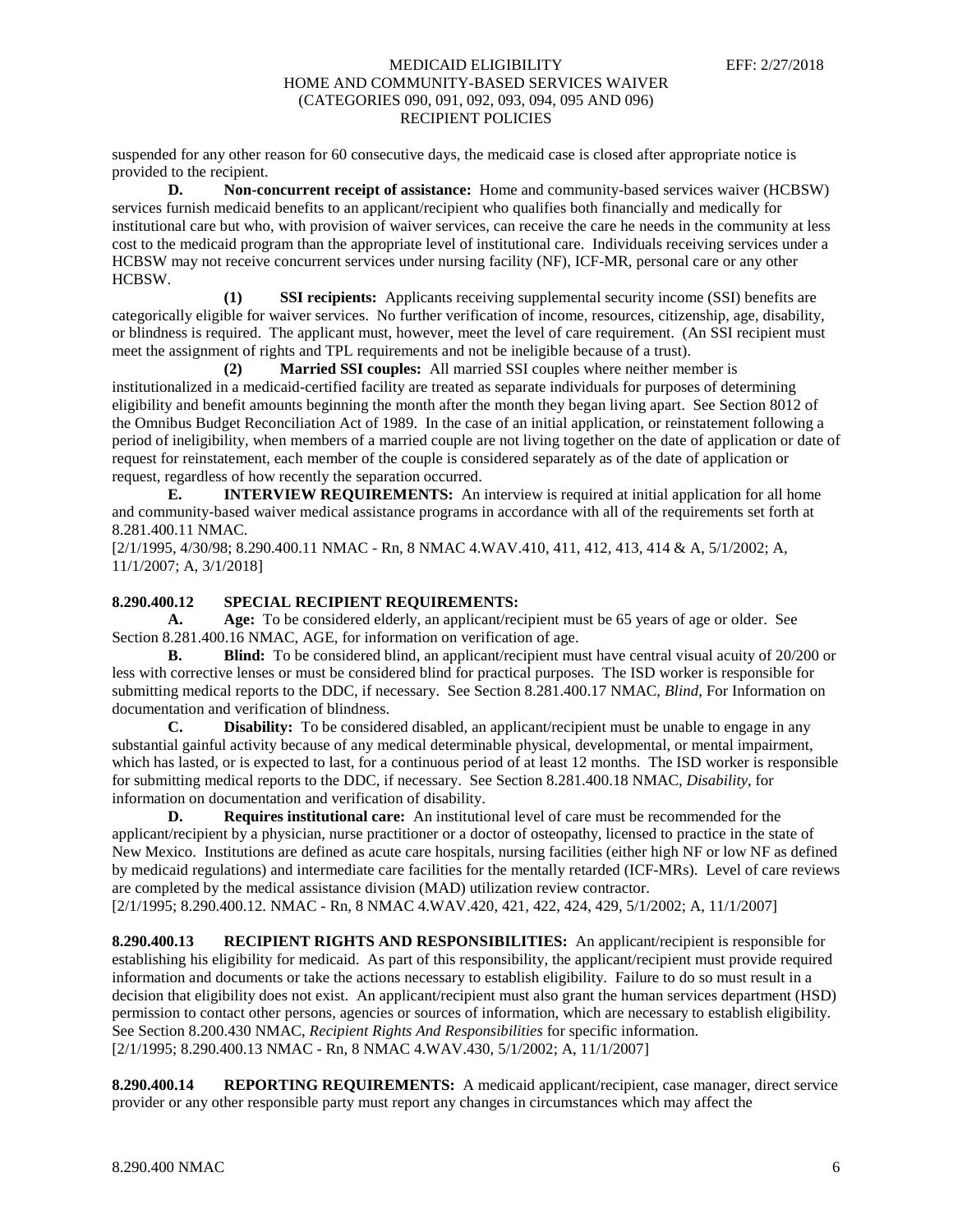suspended for any other reason for 60 consecutive days, the medicaid case is closed after appropriate notice is provided to the recipient.

**D. Non-concurrent receipt of assistance:** Home and community-based services waiver (HCBSW) services furnish medicaid benefits to an applicant/recipient who qualifies both financially and medically for institutional care but who, with provision of waiver services, can receive the care he needs in the community at less cost to the medicaid program than the appropriate level of institutional care. Individuals receiving services under a HCBSW may not receive concurrent services under nursing facility (NF), ICF-MR, personal care or any other HCBSW.

**(1) SSI recipients:** Applicants receiving supplemental security income (SSI) benefits are categorically eligible for waiver services. No further verification of income, resources, citizenship, age, disability, or blindness is required. The applicant must, however, meet the level of care requirement. (An SSI recipient must meet the assignment of rights and TPL requirements and not be ineligible because of a trust).

**(2) Married SSI couples:** All married SSI couples where neither member is institutionalized in a medicaid-certified facility are treated as separate individuals for purposes of determining eligibility and benefit amounts beginning the month after the month they began living apart. See Section 8012 of the Omnibus Budget Reconciliation Act of 1989. In the case of an initial application, or reinstatement following a period of ineligibility, when members of a married couple are not living together on the date of application or date of request for reinstatement, each member of the couple is considered separately as of the date of application or request, regardless of how recently the separation occurred.

**E. INTERVIEW REQUIREMENTS:** An interview is required at initial application for all home and community-based waiver medical assistance programs in accordance with all of the requirements set forth at 8.281.400.11 NMAC.

[2/1/1995, 4/30/98; 8.290.400.11 NMAC - Rn, 8 NMAC 4.WAV.410, 411, 412, 413, 414 & A, 5/1/2002; A, 11/1/2007; A, 3/1/2018]

**8.290.400.12 SPECIAL RECIPIENT REQUIREMENTS:**

**A. Age:** To be considered elderly, an applicant/recipient must be 65 years of age or older. See Section 8.281.400.16 NMAC, AGE, for information on verification of age.

**B. Blind:** To be considered blind, an applicant/recipient must have central visual acuity of 20/200 or less with corrective lenses or must be considered blind for practical purposes. The ISD worker is responsible for submitting medical reports to the DDC, if necessary. See Section 8.281.400.17 NMAC, *Blind*, For Information on documentation and verification of blindness.

**C. Disability:** To be considered disabled, an applicant/recipient must be unable to engage in any substantial gainful activity because of any medical determinable physical, developmental, or mental impairment, which has lasted, or is expected to last, for a continuous period of at least 12 months. The ISD worker is responsible for submitting medical reports to the DDC, if necessary. See Section 8.281.400.18 NMAC, *Disability*, for information on documentation and verification of disability.

**D. Requires institutional care:** An institutional level of care must be recommended for the applicant/recipient by a physician, nurse practitioner or a doctor of osteopathy, licensed to practice in the state of New Mexico. Institutions are defined as acute care hospitals, nursing facilities (either high NF or low NF as defined by medicaid regulations) and intermediate care facilities for the mentally retarded (ICF-MRs). Level of care reviews are completed by the medical assistance division (MAD) utilization review contractor.

[2/1/1995; 8.290.400.12. NMAC - Rn, 8 NMAC 4.WAV.420, 421, 422, 424, 429, 5/1/2002; A, 11/1/2007]

**8.290.400.13 RECIPIENT RIGHTS AND RESPONSIBILITIES:** An applicant/recipient is responsible for establishing his eligibility for medicaid. As part of this responsibility, the applicant/recipient must provide required information and documents or take the actions necessary to establish eligibility. Failure to do so must result in a decision that eligibility does not exist. An applicant/recipient must also grant the human services department (HSD) permission to contact other persons, agencies or sources of information, which are necessary to establish eligibility. See Section 8.200.430 NMAC, *Recipient Rights And Responsibilities* for specific information.

[2/1/1995; 8.290.400.13 NMAC - Rn, 8 NMAC 4.WAV.430, 5/1/2002; A, 11/1/2007]

**8.290.400.14 REPORTING REQUIREMENTS:** A medicaid applicant/recipient, case manager, direct service provider or any other responsible party must report any changes in circumstances which may affect the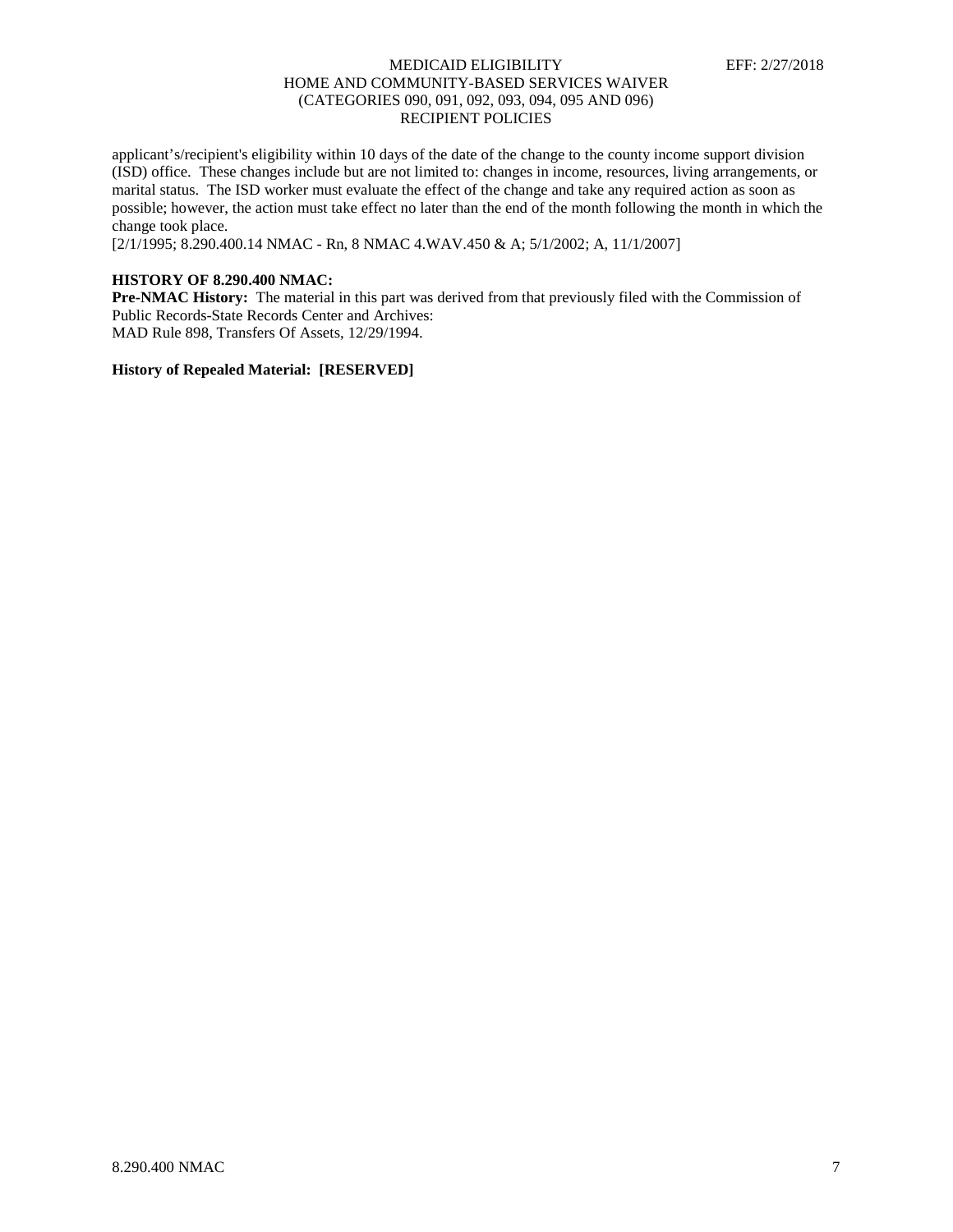applicant's/recipient's eligibility within 10 days of the date of the change to the county income support division (ISD) office. These changes include but are not limited to: changes in income, resources, living arrangements, or marital status. The ISD worker must evaluate the effect of the change and take any required action as soon as possible; however, the action must take effect no later than the end of the month following the month in which the change took place.
[2/1/1995; 8.290.400.14 NMAC - Rn, 8 NMAC 4.WAV.450 & A; 5/1/2002; A, 11/1/2007]

**HISTORY OF 8.290.400 NMAC:**
**Pre-NMAC History:** The material in this part was derived from that previously filed with the Commission of Public Records-State Records Center and Archives:
MAD Rule 898, Transfers Of Assets, 12/29/1994.

**History of Repealed Material: [RESERVED]**